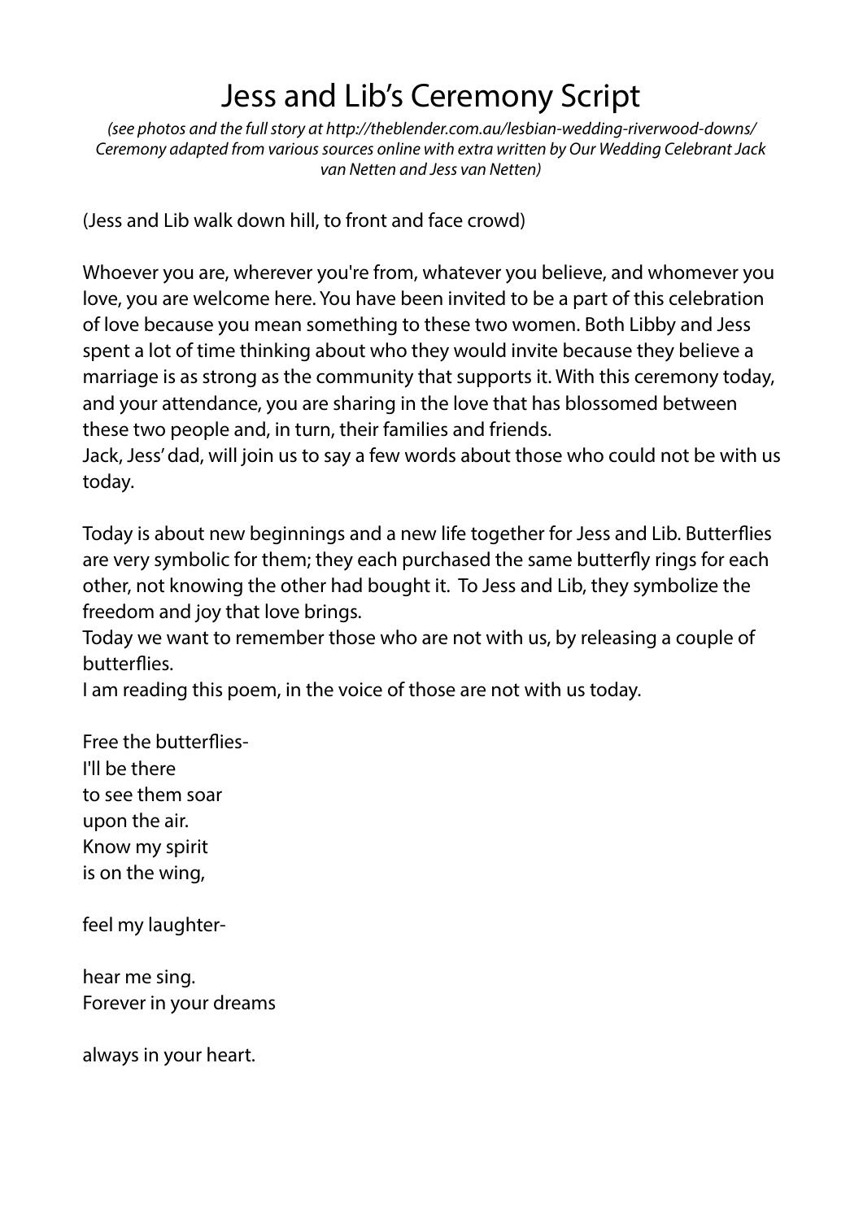# Jess and Lib's Ceremony Script

*(see photos and the full story at http://theblender.com.au/lesbian-wedding-riverwood-downs/ Ceremony adapted from various sources online with extra written by Our Wedding Celebrant Jack van Netten and Jess van Netten)*

(Jess and Lib walk down hill, to front and face crowd)

Whoever you are, wherever you're from, whatever you believe, and whomever you love, you are welcome here. You have been invited to be a part of this celebration of love because you mean something to these two women. Both Libby and Jess spent a lot of time thinking about who they would invite because they believe a marriage is as strong as the community that supports it. With this ceremony today, and your attendance, you are sharing in the love that has blossomed between these two people and, in turn, their families and friends.
Jack, Jess' dad, will join us to say a few words about those who could not be with us today.

Today is about new beginnings and a new life together for Jess and Lib. Butterflies are very symbolic for them; they each purchased the same butterfly rings for each other, not knowing the other had bought it. To Jess and Lib, they symbolize the freedom and joy that love brings.
Today we want to remember those who are not with us, by releasing a couple of butterflies.
I am reading this poem, in the voice of those are not with us today.

Free the butterflies-
I'll be there
to see them soar
upon the air.
Know my spirit
is on the wing,

feel my laughter-

hear me sing.
Forever in your dreams

always in your heart.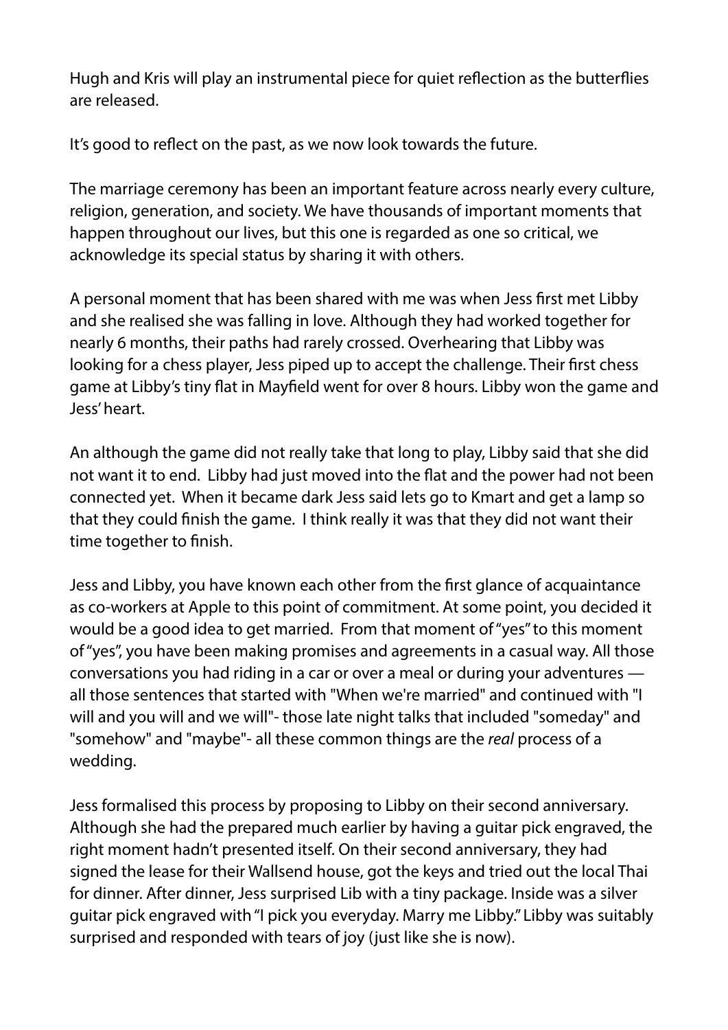Hugh and Kris will play an instrumental piece for quiet reflection as the butterflies are released.

It's good to reflect on the past, as we now look towards the future.

The marriage ceremony has been an important feature across nearly every culture, religion, generation, and society. We have thousands of important moments that happen throughout our lives, but this one is regarded as one so critical, we acknowledge its special status by sharing it with others.

A personal moment that has been shared with me was when Jess first met Libby and she realised she was falling in love. Although they had worked together for nearly 6 months, their paths had rarely crossed. Overhearing that Libby was looking for a chess player, Jess piped up to accept the challenge. Their first chess game at Libby's tiny flat in Mayfield went for over 8 hours. Libby won the game and Jess' heart.

An although the game did not really take that long to play, Libby said that she did not want it to end. Libby had just moved into the flat and the power had not been connected yet. When it became dark Jess said lets go to Kmart and get a lamp so that they could finish the game. I think really it was that they did not want their time together to finish.

Jess and Libby, you have known each other from the first glance of acquaintance as co-workers at Apple to this point of commitment. At some point, you decided it would be a good idea to get married. From that moment of "yes" to this moment of "yes", you have been making promises and agreements in a casual way. All those conversations you had riding in a car or over a meal or during your adventures — all those sentences that started with "When we're married" and continued with "I will and you will and we will"- those late night talks that included "someday" and "somehow" and "maybe"- all these common things are the *real* process of a wedding.

Jess formalised this process by proposing to Libby on their second anniversary. Although she had the prepared much earlier by having a guitar pick engraved, the right moment hadn't presented itself. On their second anniversary, they had signed the lease for their Wallsend house, got the keys and tried out the local Thai for dinner. After dinner, Jess surprised Lib with a tiny package. Inside was a silver guitar pick engraved with "I pick you everyday. Marry me Libby." Libby was suitably surprised and responded with tears of joy (just like she is now).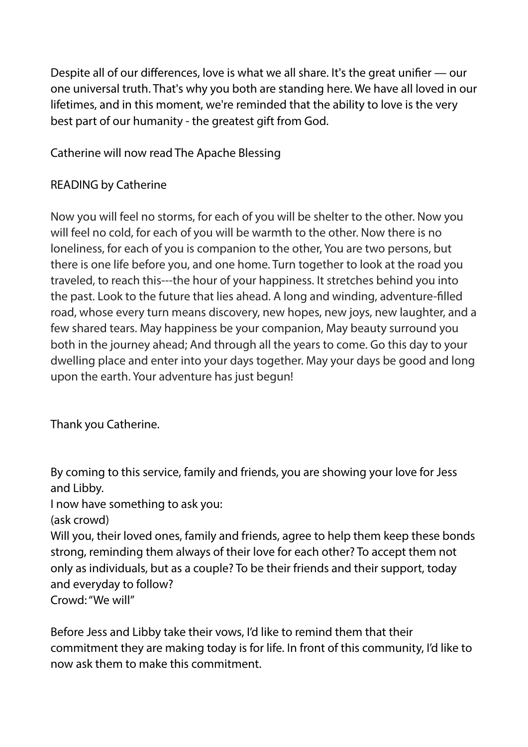Despite all of our differences, love is what we all share. It's the great unifier — our one universal truth. That's why you both are standing here. We have all loved in our lifetimes, and in this moment, we're reminded that the ability to love is the very best part of our humanity - the greatest gift from God.

Catherine will now read The Apache Blessing

READING by Catherine

Now you will feel no storms, for each of you will be shelter to the other. Now you will feel no cold, for each of you will be warmth to the other. Now there is no loneliness, for each of you is companion to the other, You are two persons, but there is one life before you, and one home. Turn together to look at the road you traveled, to reach this---the hour of your happiness. It stretches behind you into the past. Look to the future that lies ahead. A long and winding, adventure-filled road, whose every turn means discovery, new hopes, new joys, new laughter, and a few shared tears. May happiness be your companion, May beauty surround you both in the journey ahead; And through all the years to come. Go this day to your dwelling place and enter into your days together. May your days be good and long upon the earth. Your adventure has just begun!

Thank you Catherine.

By coming to this service, family and friends, you are showing your love for Jess and Libby.
I now have something to ask you:
(ask crowd)
Will you, their loved ones, family and friends, agree to help them keep these bonds strong, reminding them always of their love for each other? To accept them not only as individuals, but as a couple? To be their friends and their support, today and everyday to follow?
Crowd: "We will"

Before Jess and Libby take their vows, I'd like to remind them that their commitment they are making today is for life. In front of this community, I'd like to now ask them to make this commitment.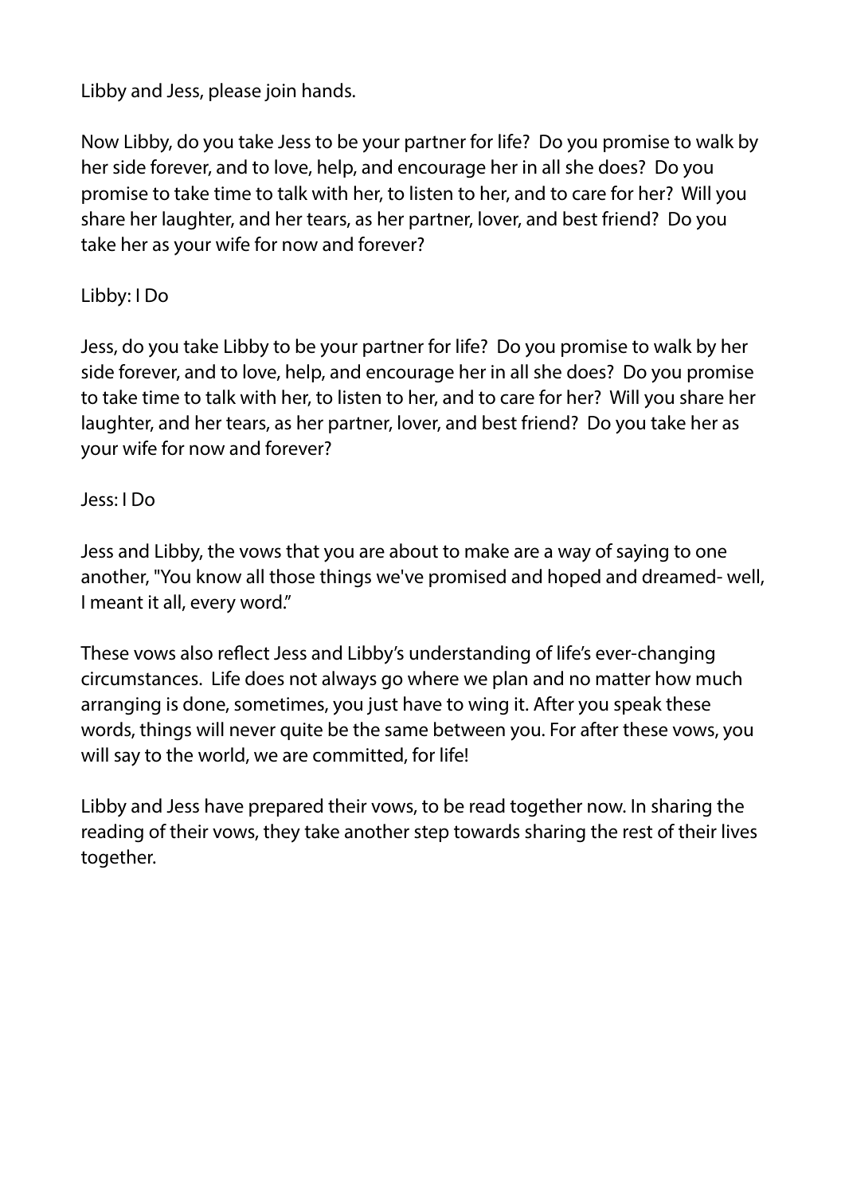Libby and Jess, please join hands.

Now Libby, do you take Jess to be your partner for life? Do you promise to walk by her side forever, and to love, help, and encourage her in all she does? Do you promise to take time to talk with her, to listen to her, and to care for her? Will you share her laughter, and her tears, as her partner, lover, and best friend? Do you take her as your wife for now and forever?

Libby: I Do

Jess, do you take Libby to be your partner for life? Do you promise to walk by her side forever, and to love, help, and encourage her in all she does? Do you promise to take time to talk with her, to listen to her, and to care for her? Will you share her laughter, and her tears, as her partner, lover, and best friend? Do you take her as your wife for now and forever?

Jess: I Do

Jess and Libby, the vows that you are about to make are a way of saying to one another, "You know all those things we've promised and hoped and dreamed- well, I meant it all, every word."

These vows also reflect Jess and Libby's understanding of life's ever-changing circumstances. Life does not always go where we plan and no matter how much arranging is done, sometimes, you just have to wing it. After you speak these words, things will never quite be the same between you. For after these vows, you will say to the world, we are committed, for life!

Libby and Jess have prepared their vows, to be read together now. In sharing the reading of their vows, they take another step towards sharing the rest of their lives together.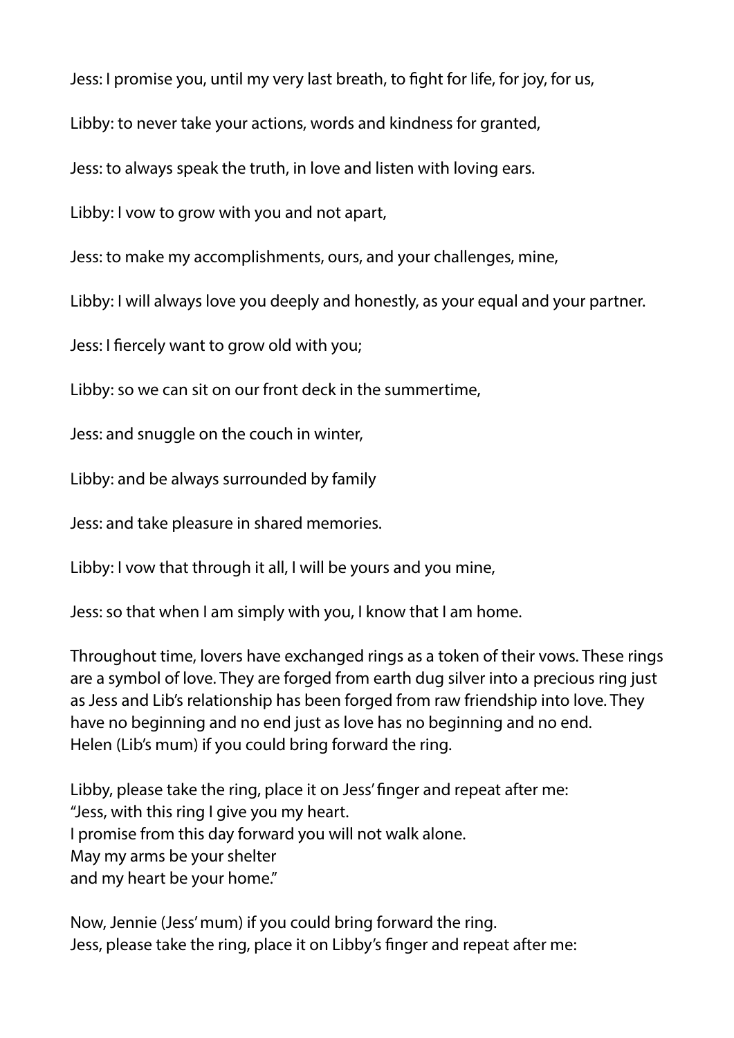Jess: I promise you, until my very last breath, to fight for life, for joy, for us,

Libby: to never take your actions, words and kindness for granted,

Jess: to always speak the truth, in love and listen with loving ears.

Libby: I vow to grow with you and not apart,

Jess: to make my accomplishments, ours, and your challenges, mine,

Libby: I will always love you deeply and honestly, as your equal and your partner.

Jess: I fiercely want to grow old with you;

Libby: so we can sit on our front deck in the summertime,

Jess: and snuggle on the couch in winter,

Libby: and be always surrounded by family

Jess: and take pleasure in shared memories.

Libby: I vow that through it all, I will be yours and you mine,

Jess: so that when I am simply with you, I know that I am home.

Throughout time, lovers have exchanged rings as a token of their vows. These rings are a symbol of love. They are forged from earth dug silver into a precious ring just as Jess and Lib's relationship has been forged from raw friendship into love. They have no beginning and no end just as love has no beginning and no end.
Helen (Lib's mum) if you could bring forward the ring.

Libby, please take the ring, place it on Jess' finger and repeat after me:
"Jess, with this ring I give you my heart.
I promise from this day forward you will not walk alone.
May my arms be your shelter
and my heart be your home."

Now, Jennie (Jess' mum) if you could bring forward the ring.
Jess, please take the ring, place it on Libby's finger and repeat after me: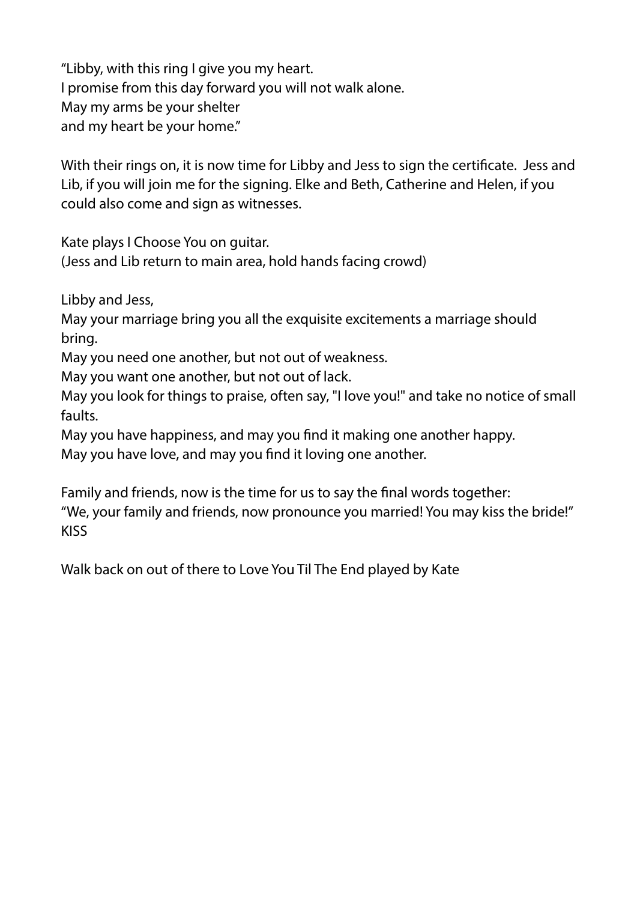“Libby, with this ring I give you my heart.
I promise from this day forward you will not walk alone.
May my arms be your shelter
and my heart be your home.”

With their rings on, it is now time for Libby and Jess to sign the certificate. Jess and Lib, if you will join me for the signing. Elke and Beth, Catherine and Helen, if you could also come and sign as witnesses.

Kate plays I Choose You on guitar.
(Jess and Lib return to main area, hold hands facing crowd)

Libby and Jess,
May your marriage bring you all the exquisite excitements a marriage should bring.
May you need one another, but not out of weakness.
May you want one another, but not out of lack.
May you look for things to praise, often say, "I love you!" and take no notice of small faults.
May you have happiness, and may you find it making one another happy.
May you have love, and may you find it loving one another.

Family and friends, now is the time for us to say the final words together:
“We, your family and friends, now pronounce you married! You may kiss the bride!”
KISS

Walk back on out of there to Love You Til The End played by Kate